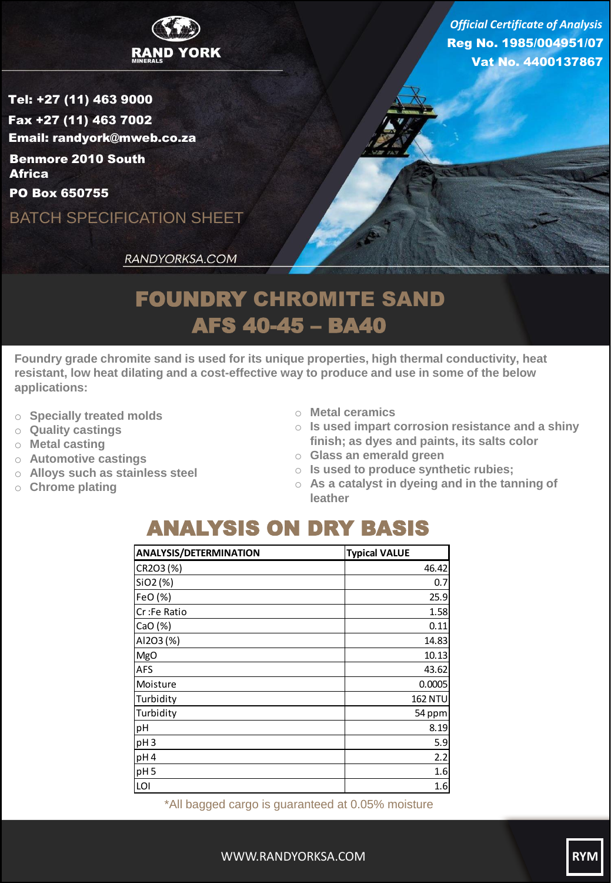**RAND YORK**
MINERALS

*Official Certificate of Analysis*
**Reg No. 1985/004951/07**
**Vat No. 4400137867**

**Tel: +27 (11) 463 9000**
**Fax +27 (11) 463 7002**
**Email: randyork@mweb.co.za**
**Benmore 2010 South Africa**
**PO Box 650755**

BATCH SPECIFICATION SHEET

*RANDYORKSA.COM*

# FOUNDRY CHROMITE SAND
# AFS 40-45 – BA40

**Foundry grade chromite sand is used for its unique properties, high thermal conductivity, heat resistant, low heat dilating and a cost-effective way to produce and use in some of the below applications:**

- Specially treated molds
- Quality castings
- Metal casting
- Automotive castings
- Alloys such as stainless steel
- Chrome plating
- Metal ceramics
- Is used impart corrosion resistance and a shiny finish; as dyes and paints, its salts color
- Glass an emerald green
- Is used to produce synthetic rubies;
- As a catalyst in dyeing and in the tanning of leather

## ANALYSIS ON DRY BASIS

| ANALYSIS/DETERMINATION | Typical VALUE |
|---|---|
| CR2O3 (%) | 46.42 |
| SiO2 (%) | 0.7 |
| FeO (%) | 25.9 |
| Cr :Fe Ratio | 1.58 |
| CaO (%) | 0.11 |
| Al2O3 (%) | 14.83 |
| MgO | 10.13 |
| AFS | 43.62 |
| Moisture | 0.0005 |
| Turbidity | 162 NTU |
| Turbidity | 54 ppm |
| pH | 8.19 |
| pH 3 | 5.9 |
| pH 4 | 2.2 |
| pH 5 | 1.6 |
| LOI | 1.6 |

*All bagged cargo is guaranteed at 0.05% moisture

WWW.RANDYORKSA.COM

RYM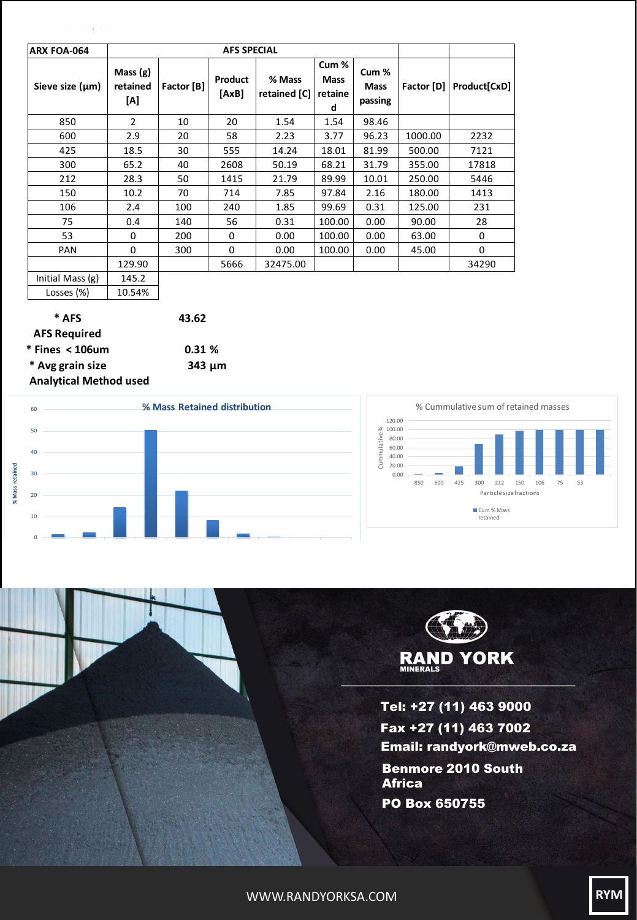| ARX FOA-064 | AFS SPECIAL | | | | | | | |
|---|---|---|---|---|---|---|---|---|
| Sieve size (µm) | Mass (g) retained [A] | Factor [B] | Product [AxB] | % Mass retained [C] | Cum % Mass retained | Cum % Mass passing | Factor [D] | Product[CxD] |
| 850 | 2 | 10 | 20 | 1.54 | 1.54 | 98.46 | | |
| 600 | 2.9 | 20 | 58 | 2.23 | 3.77 | 96.23 | 1000.00 | 2232 |
| 425 | 18.5 | 30 | 555 | 14.24 | 18.01 | 81.99 | 500.00 | 7121 |
| 300 | 65.2 | 40 | 2608 | 50.19 | 68.21 | 31.79 | 355.00 | 17818 |
| 212 | 28.3 | 50 | 1415 | 21.79 | 89.99 | 10.01 | 250.00 | 5446 |
| 150 | 10.2 | 70 | 714 | 7.85 | 97.84 | 2.16 | 180.00 | 1413 |
| 106 | 2.4 | 100 | 240 | 1.85 | 99.69 | 0.31 | 125.00 | 231 |
| 75 | 0.4 | 140 | 56 | 0.31 | 100.00 | 0.00 | 90.00 | 28 |
| 53 | 0 | 200 | 0 | 0.00 | 100.00 | 0.00 | 63.00 | 0 |
| PAN | 0 | 300 | 0 | 0.00 | 100.00 | 0.00 | 45.00 | 0 |
| | 129.90 | | 5666 | 32475.00 | | | | 34290 |
| Initial Mass (g) | 145.2 | | | | | | | |
| Losses (%) | 10.54% | | | | | | | |

**\* AFS** 43.62

**AFS Required**

**\* Fines < 106um** 0.31 %

**\* Avg grain size** 343 µm

**Analytical Method used**

% Mass Retained distribution

% Mass retained

0 10 20 30 40 50 60

% Cummulative sum of retained masses

Cummulative %

0.00 20.00 40.00 60.00 80.00 100.00 120.00

850 600 425 300 212 150 106 75 53

Particle size fractions

Cum % Mass retained

**RAND YORK MINERALS**

**Tel: +27 (11) 463 9000**

**Fax +27 (11) 463 7002**

**Email: randyork@mweb.co.za**

**Benmore 2010 South Africa**

**PO Box 650755**

WWW.RANDYORKSA.COM

RYM